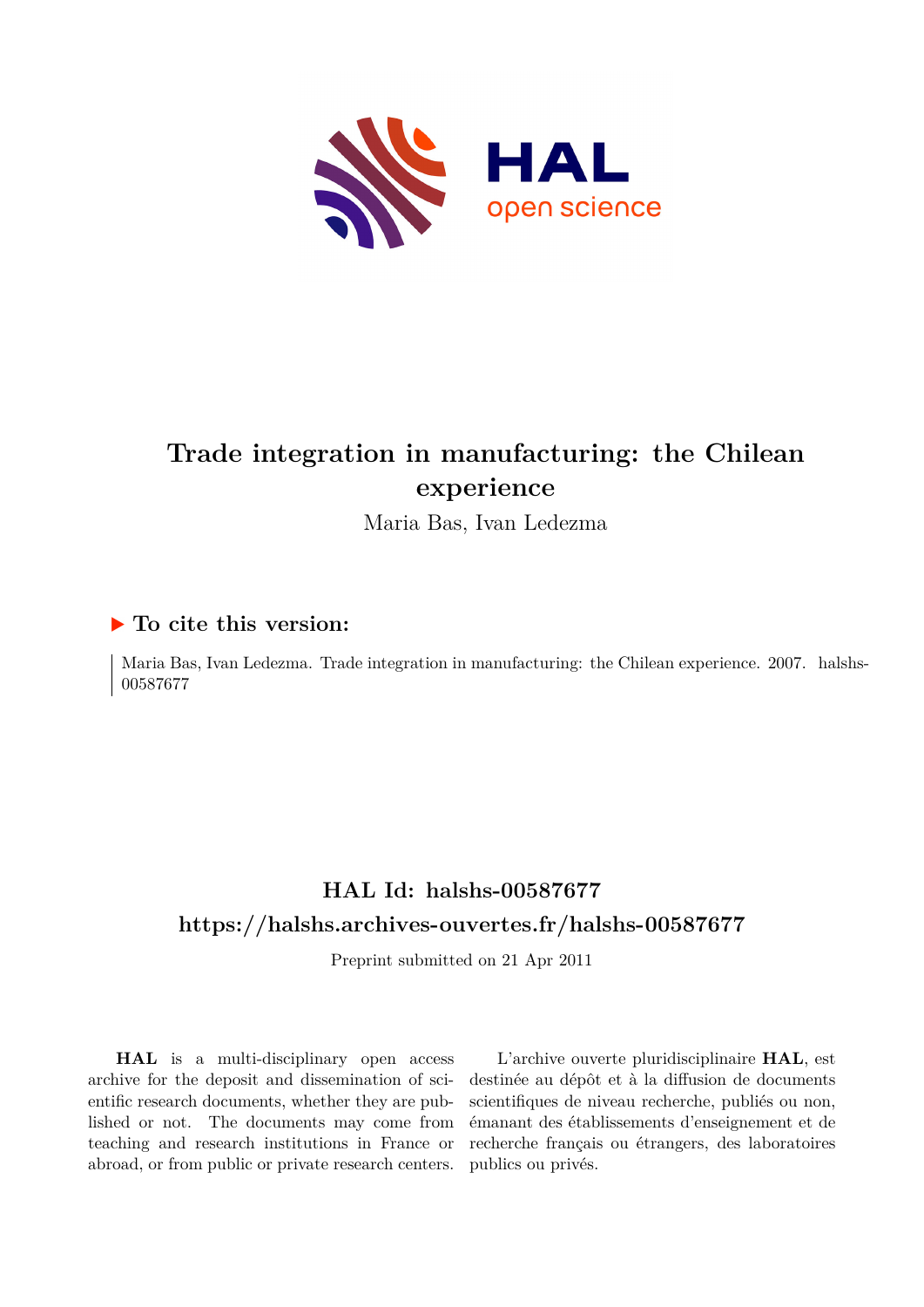# Trade integration in manufacturing: the Chilean experience

Maria Bas, Ivan Ledezma

## ▶ To cite this version:

Maria Bas, Ivan Ledezma. Trade integration in manufacturing: the Chilean experience. 2007. halshs-00587677

## HAL Id: halshs-00587677

## https://halshs.archives-ouvertes.fr/halshs-00587677

Preprint submitted on 21 Apr 2011

**HAL** is a multi-disciplinary open access archive for the deposit and dissemination of scientific research documents, whether they are published or not. The documents may come from teaching and research institutions in France or abroad, or from public or private research centers.

L'archive ouverte pluridisciplinaire **HAL**, est destinée au dépôt et à la diffusion de documents scientifiques de niveau recherche, publiés ou non, émanant des établissements d'enseignement et de recherche français ou étrangers, des laboratoires publics ou privés.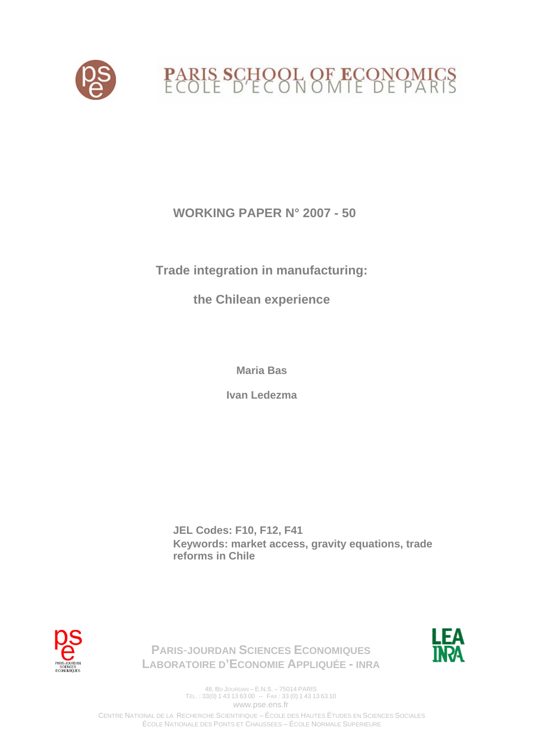PARIS SCHOOL OF ECONOMICS
ECOLE D'ECONOMIE DE PARIS

# WORKING PAPER N° 2007 - 50

## Trade integration in manufacturing:

## the Chilean experience

**Maria Bas**

**Ivan Ledezma**

**JEL Codes: F10, F12, F41**
**Keywords: market access, gravity equations, trade reforms in Chile**

**PARIS-JOURDAN SCIENCES ECONOMIQUES**
**LABORATOIRE D'ECONOMIE APPLIQUÉE - INRA**

48, BD JOURDAN – E.N.S. – 75014 PARIS
TÉL. : 33(0) 1 43 13 63 00 – FAX : 33 (0) 1 43 13 63 10
www.pse.ens.fr

CENTRE NATIONAL DE LA RECHERCHE SCIENTIFIQUE – ÉCOLE DES HAUTES ÉTUDES EN SCIENCES SOCIALES
ÉCOLE NATIONALE DES PONTS ET CHAUSSÉES – ÉCOLE NORMALE SUPÉRIEURE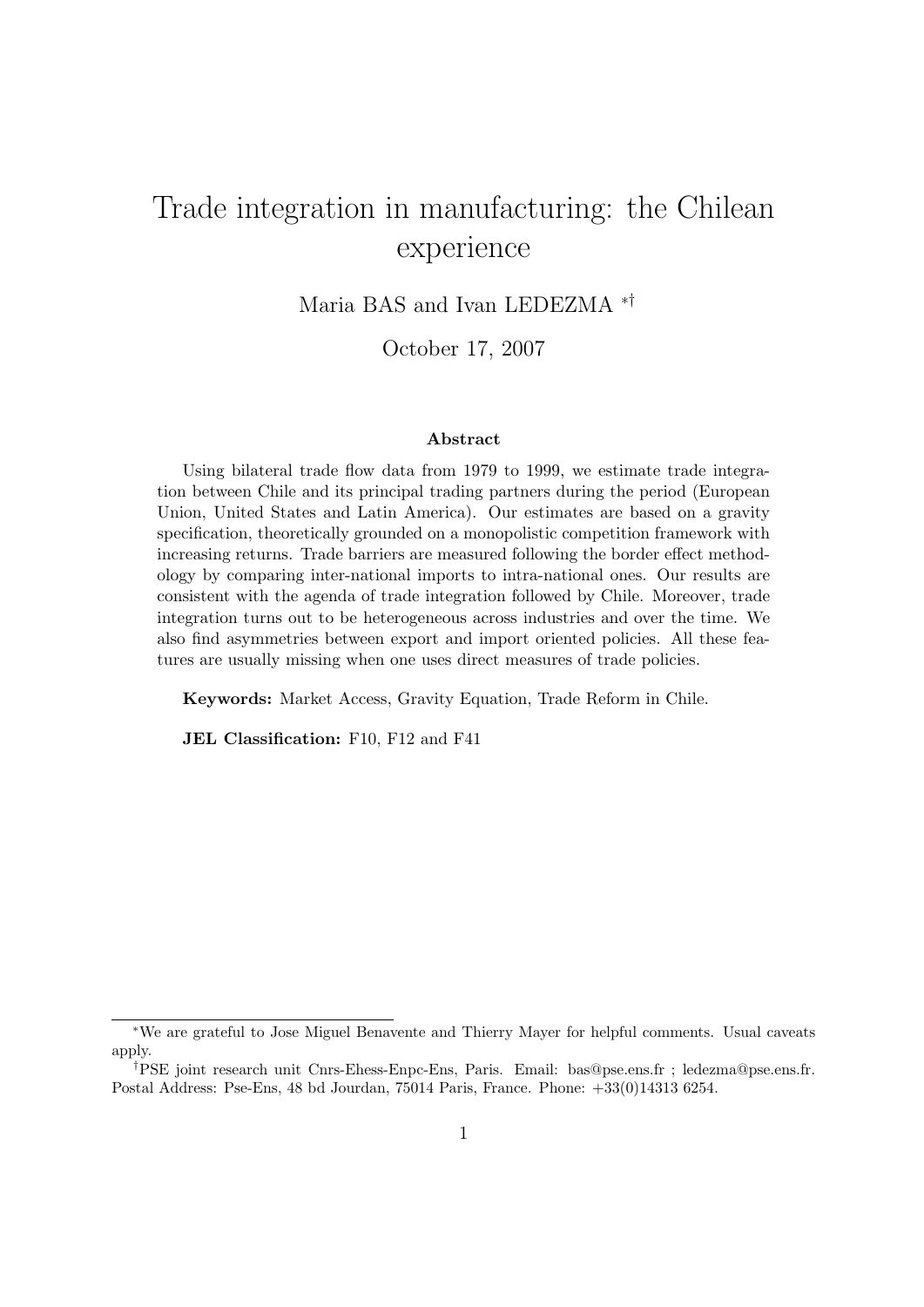# Trade integration in manufacturing: the Chilean experience

Maria BAS and Ivan LEDEZMA [*†]

October 17, 2007

### Abstract

Using bilateral trade flow data from 1979 to 1999, we estimate trade integration between Chile and its principal trading partners during the period (European Union, United States and Latin America). Our estimates are based on a gravity specification, theoretically grounded on a monopolistic competition framework with increasing returns. Trade barriers are measured following the border effect methodology by comparing inter-national imports to intra-national ones. Our results are consistent with the agenda of trade integration followed by Chile. Moreover, trade integration turns out to be heterogeneous across industries and over the time. We also find asymmetries between export and import oriented policies. All these features are usually missing when one uses direct measures of trade policies.

**Keywords:** Market Access, Gravity Equation, Trade Reform in Chile.

**JEL Classification:** F10, F12 and F41

---

[*] We are grateful to Jose Miguel Benavente and Thierry Mayer for helpful comments. Usual caveats apply.

[†] PSE joint research unit Cnrs-Ehess-Enpc-Ens, Paris. Email: bas@pse.ens.fr ; ledezma@pse.ens.fr. Postal Address: Pse-Ens, 48 bd Jourdan, 75014 Paris, France. Phone: +33(0)14313 6254.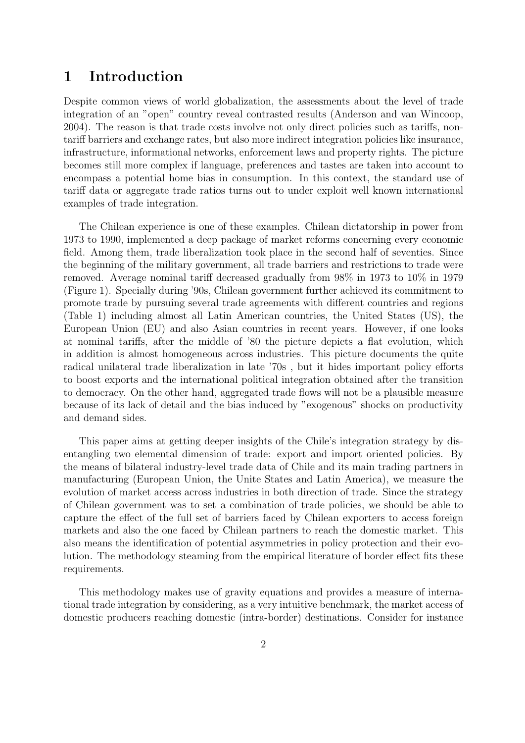# 1 Introduction

Despite common views of world globalization, the assessments about the level of trade integration of an "open" country reveal contrasted results (Anderson and van Wincoop, 2004). The reason is that trade costs involve not only direct policies such as tariffs, non-tariff barriers and exchange rates, but also more indirect integration policies like insurance, infrastructure, informational networks, enforcement laws and property rights. The picture becomes still more complex if language, preferences and tastes are taken into account to encompass a potential home bias in consumption. In this context, the standard use of tariff data or aggregate trade ratios turns out to under exploit well known international examples of trade integration.

The Chilean experience is one of these examples. Chilean dictatorship in power from 1973 to 1990, implemented a deep package of market reforms concerning every economic field. Among them, trade liberalization took place in the second half of seventies. Since the beginning of the military government, all trade barriers and restrictions to trade were removed. Average nominal tariff decreased gradually from 98% in 1973 to 10% in 1979 (Figure 1). Specially during '90s, Chilean government further achieved its commitment to promote trade by pursuing several trade agreements with different countries and regions (Table 1) including almost all Latin American countries, the United States (US), the European Union (EU) and also Asian countries in recent years. However, if one looks at nominal tariffs, after the middle of '80 the picture depicts a flat evolution, which in addition is almost homogeneous across industries. This picture documents the quite radical unilateral trade liberalization in late '70s , but it hides important policy efforts to boost exports and the international political integration obtained after the transition to democracy. On the other hand, aggregated trade flows will not be a plausible measure because of its lack of detail and the bias induced by "exogenous" shocks on productivity and demand sides.

This paper aims at getting deeper insights of the Chile's integration strategy by disentangling two elemental dimension of trade: export and import oriented policies. By the means of bilateral industry-level trade data of Chile and its main trading partners in manufacturing (European Union, the Unite States and Latin America), we measure the evolution of market access across industries in both direction of trade. Since the strategy of Chilean government was to set a combination of trade policies, we should be able to capture the effect of the full set of barriers faced by Chilean exporters to access foreign markets and also the one faced by Chilean partners to reach the domestic market. This also means the identification of potential asymmetries in policy protection and their evolution. The methodology steaming from the empirical literature of border effect fits these requirements.

This methodology makes use of gravity equations and provides a measure of international trade integration by considering, as a very intuitive benchmark, the market access of domestic producers reaching domestic (intra-border) destinations. Consider for instance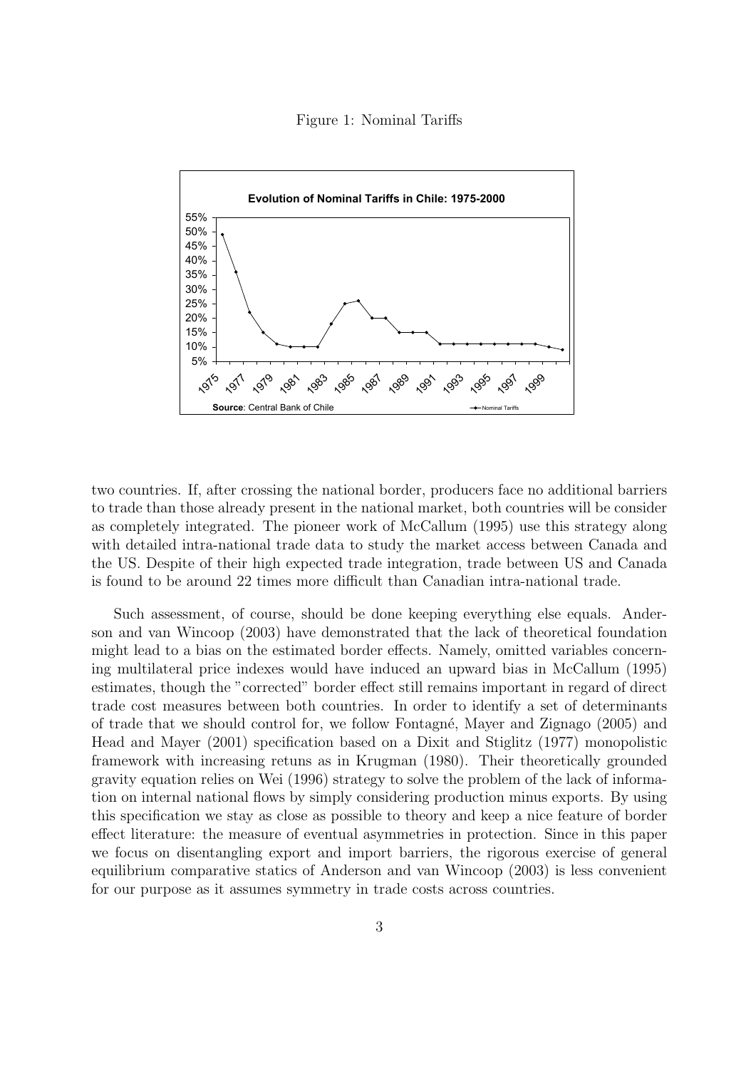Figure 1: Nominal Tariffs

Evolution of Nominal Tariffs in Chile: 1975-2000

55%
50%
45%
40%
35%
30%
25%
20%
15%
10%
5%

1975 1977 1979 1981 1983 1985 1987 1989 1991 1993 1995 1997 1999

**Source**: Central Bank of Chile

Nominal Tariffs

two countries. If, after crossing the national border, producers face no additional barriers to trade than those already present in the national market, both countries will be consider as completely integrated. The pioneer work of McCallum (1995) use this strategy along with detailed intra-national trade data to study the market access between Canada and the US. Despite of their high expected trade integration, trade between US and Canada is found to be around 22 times more difficult than Canadian intra-national trade.

Such assessment, of course, should be done keeping everything else equals. Anderson and van Wincoop (2003) have demonstrated that the lack of theoretical foundation might lead to a bias on the estimated border effects. Namely, omitted variables concerning multilateral price indexes would have induced an upward bias in McCallum (1995) estimates, though the "corrected" border effect still remains important in regard of direct trade cost measures between both countries. In order to identify a set of determinants of trade that we should control for, we follow Fontagné, Mayer and Zignago (2005) and Head and Mayer (2001) specification based on a Dixit and Stiglitz (1977) monopolistic framework with increasing retuns as in Krugman (1980). Their theoretically grounded gravity equation relies on Wei (1996) strategy to solve the problem of the lack of information on internal national flows by simply considering production minus exports. By using this specification we stay as close as possible to theory and keep a nice feature of border effect literature: the measure of eventual asymmetries in protection. Since in this paper we focus on disentangling export and import barriers, the rigorous exercise of general equilibrium comparative statics of Anderson and van Wincoop (2003) is less convenient for our purpose as it assumes symmetry in trade costs across countries.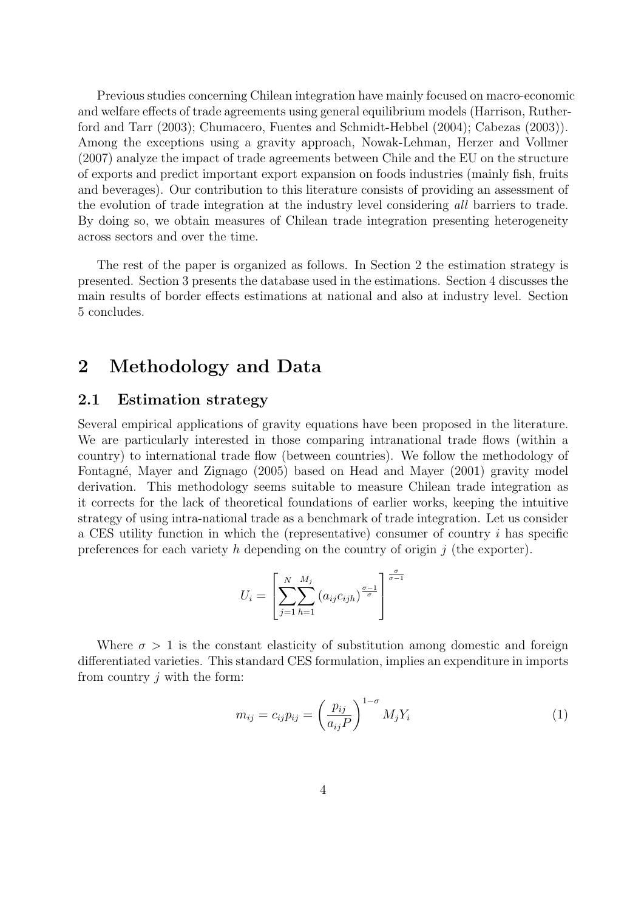Previous studies concerning Chilean integration have mainly focused on macro-economic and welfare effects of trade agreements using general equilibrium models (Harrison, Rutherford and Tarr (2003); Chumacero, Fuentes and Schmidt-Hebbel (2004); Cabezas (2003)). Among the exceptions using a gravity approach, Nowak-Lehman, Herzer and Vollmer (2007) analyze the impact of trade agreements between Chile and the EU on the structure of exports and predict important export expansion on foods industries (mainly fish, fruits and beverages). Our contribution to this literature consists of providing an assessment of the evolution of trade integration at the industry level considering *all* barriers to trade. By doing so, we obtain measures of Chilean trade integration presenting heterogeneity across sectors and over the time.

The rest of the paper is organized as follows. In Section 2 the estimation strategy is presented. Section 3 presents the database used in the estimations. Section 4 discusses the main results of border effects estimations at national and also at industry level. Section 5 concludes.

# 2 Methodology and Data

## 2.1 Estimation strategy

Several empirical applications of gravity equations have been proposed in the literature. We are particularly interested in those comparing intranational trade flows (within a country) to international trade flow (between countries). We follow the methodology of Fontagné, Mayer and Zignago (2005) based on Head and Mayer (2001) gravity model derivation. This methodology seems suitable to measure Chilean trade integration as it corrects for the lack of theoretical foundations of earlier works, keeping the intuitive strategy of using intra-national trade as a benchmark of trade integration. Let us consider a CES utility function in which the (representative) consumer of country $i$ has specific preferences for each variety $h$ depending on the country of origin $j$ (the exporter).

$$U_i = \left[ \sum_{j=1}^{N} \sum_{h=1}^{M_j} (a_{ij} c_{ijh})^{\frac{\sigma-1}{\sigma}} \right]^{\frac{\sigma}{\sigma-1}}$$

Where $\sigma > 1$ is the constant elasticity of substitution among domestic and foreign differentiated varieties. This standard CES formulation, implies an expenditure in imports from country $j$ with the form:

$$m_{ij} = c_{ij} p_{ij} = \left( \frac{p_{ij}}{a_{ij} P} \right)^{1-\sigma} M_j Y_i \tag{1}$$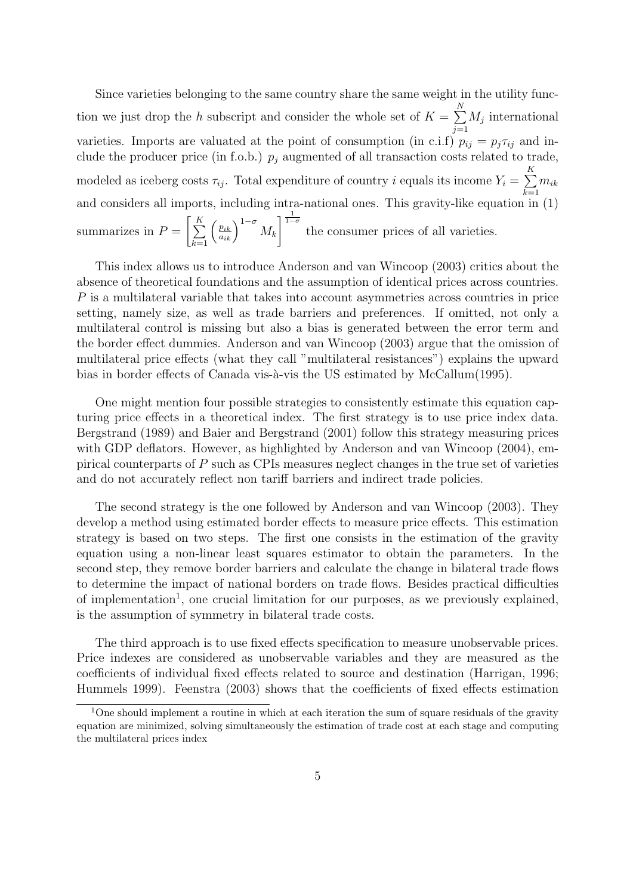Since varieties belonging to the same country share the same weight in the utility function we just drop the $h$ subscript and consider the whole set of $K = \sum_{j=1}^{N} M_j$ international varieties. Imports are valuated at the point of consumption (in c.i.f) $p_{ij} = p_j \tau_{ij}$ and include the producer price (in f.o.b.) $p_j$ augmented of all transaction costs related to trade, modeled as iceberg costs $\tau_{ij}$. Total expenditure of country $i$ equals its income $Y_i = \sum_{k=1}^{K} m_{ik}$ and considers all imports, including intra-national ones. This gravity-like equation in (1) summarizes in $P = \left[ \sum_{k=1}^{K} \left( \frac{p_{ik}}{a_{ik}} \right)^{1-\sigma} M_k \right]^{\frac{1}{1-\sigma}}$ the consumer prices of all varieties.

This index allows us to introduce Anderson and van Wincoop (2003) critics about the absence of theoretical foundations and the assumption of identical prices across countries. $P$ is a multilateral variable that takes into account asymmetries across countries in price setting, namely size, as well as trade barriers and preferences. If omitted, not only a multilateral control is missing but also a bias is generated between the error term and the border effect dummies. Anderson and van Wincoop (2003) argue that the omission of multilateral price effects (what they call "multilateral resistances") explains the upward bias in border effects of Canada vis-à-vis the US estimated by McCallum(1995).

One might mention four possible strategies to consistently estimate this equation capturing price effects in a theoretical index. The first strategy is to use price index data. Bergstrand (1989) and Baier and Bergstrand (2001) follow this strategy measuring prices with GDP deflators. However, as highlighted by Anderson and van Wincoop (2004), empirical counterparts of $P$ such as CPIs measures neglect changes in the true set of varieties and do not accurately reflect non tariff barriers and indirect trade policies.

The second strategy is the one followed by Anderson and van Wincoop (2003). They develop a method using estimated border effects to measure price effects. This estimation strategy is based on two steps. The first one consists in the estimation of the gravity equation using a non-linear least squares estimator to obtain the parameters. In the second step, they remove border barriers and calculate the change in bilateral trade flows to determine the impact of national borders on trade flows. Besides practical difficulties of implementation[1], one crucial limitation for our purposes, as we previously explained, is the assumption of symmetry in bilateral trade costs.

The third approach is to use fixed effects specification to measure unobservable prices. Price indexes are considered as unobservable variables and they are measured as the coefficients of individual fixed effects related to source and destination (Harrigan, 1996; Hummels 1999). Feenstra (2003) shows that the coefficients of fixed effects estimation

[1] One should implement a routine in which at each iteration the sum of square residuals of the gravity equation are minimized, solving simultaneously the estimation of trade cost at each stage and computing the multilateral prices index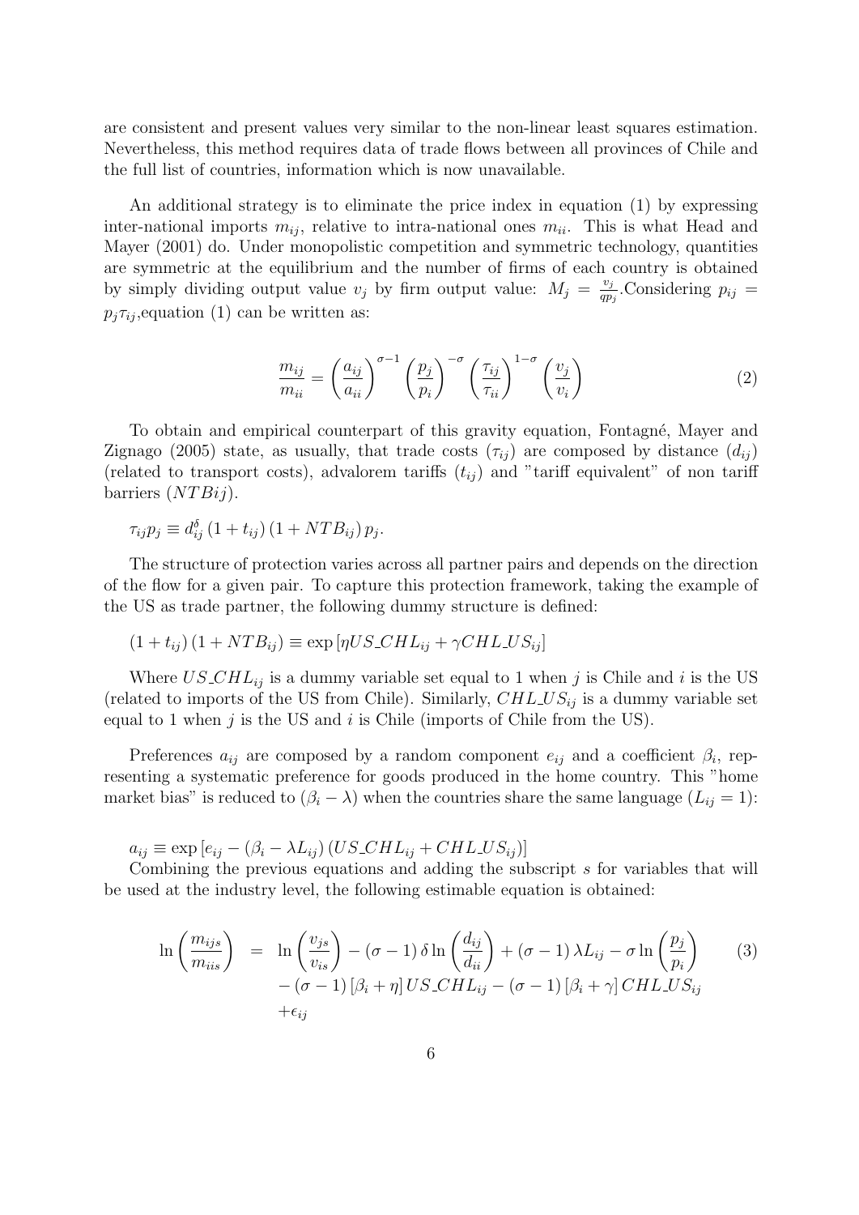are consistent and present values very similar to the non-linear least squares estimation. Nevertheless, this method requires data of trade flows between all provinces of Chile and the full list of countries, information which is now unavailable.

An additional strategy is to eliminate the price index in equation (1) by expressing inter-national imports $m_{ij}$, relative to intra-national ones $m_{ii}$. This is what Head and Mayer (2001) do. Under monopolistic competition and symmetric technology, quantities are symmetric at the equilibrium and the number of firms of each country is obtained by simply dividing output value $v_j$ by firm output value: $M_j = \frac{v_j}{qp_j}$.Considering $p_{ij} = p_j \tau_{ij}$,equation (1) can be written as:

$$\frac{m_{ij}}{m_{ii}} = \left(\frac{a_{ij}}{a_{ii}}\right)^{\sigma-1} \left(\frac{p_j}{p_i}\right)^{-\sigma} \left(\frac{\tau_{ij}}{\tau_{ii}}\right)^{1-\sigma} \left(\frac{v_j}{v_i}\right) \tag{2}$$

To obtain and empirical counterpart of this gravity equation, Fontagné, Mayer and Zignago (2005) state, as usually, that trade costs ($\tau_{ij}$) are composed by distance ($d_{ij}$) (related to transport costs), advalorem tariffs ($t_{ij}$) and "tariff equivalent" of non tariff barriers ($NTBij$).

$\tau_{ij} p_j \equiv d_{ij}^{\delta} \left(1 + t_{ij}\right) \left(1 + NTB_{ij}\right) p_j.$

The structure of protection varies across all partner pairs and depends on the direction of the flow for a given pair. To capture this protection framework, taking the example of the US as trade partner, the following dummy structure is defined:

$\left(1 + t_{ij}\right) \left(1 + NTB_{ij}\right) \equiv \exp\left[\eta US\_CHL_{ij} + \gamma CHL\_US_{ij}\right]$

Where $US\_CHL_{ij}$ is a dummy variable set equal to 1 when $j$ is Chile and $i$ is the US (related to imports of the US from Chile). Similarly, $CHL\_US_{ij}$ is a dummy variable set equal to 1 when $j$ is the US and $i$ is Chile (imports of Chile from the US).

Preferences $a_{ij}$ are composed by a random component $e_{ij}$ and a coefficient $\beta_i$, representing a systematic preference for goods produced in the home country. This "home market bias" is reduced to $(\beta_i - \lambda)$ when the countries share the same language ($L_{ij} = 1$):

$a_{ij} \equiv \exp\left[e_{ij} - \left(\beta_i - \lambda L_{ij}\right) \left(US\_CHL_{ij} + CHL\_US_{ij}\right)\right]$

Combining the previous equations and adding the subscript $s$ for variables that will be used at the industry level, the following estimable equation is obtained:

$$\begin{aligned} \ln\left(\frac{m_{ijs}}{m_{iis}}\right) &= \ln\left(\frac{v_{js}}{v_{is}}\right) - (\sigma - 1)\,\delta \ln\left(\frac{d_{ij}}{d_{ii}}\right) + (\sigma - 1)\,\lambda L_{ij} - \sigma \ln\left(\frac{p_j}{p_i}\right) \\ &\quad - (\sigma - 1)\left[\beta_i + \eta\right] US\_CHL_{ij} - (\sigma - 1)\left[\beta_i + \gamma\right] CHL\_US_{ij} \\ &\quad + \epsilon_{ij} \end{aligned} \tag{3}$$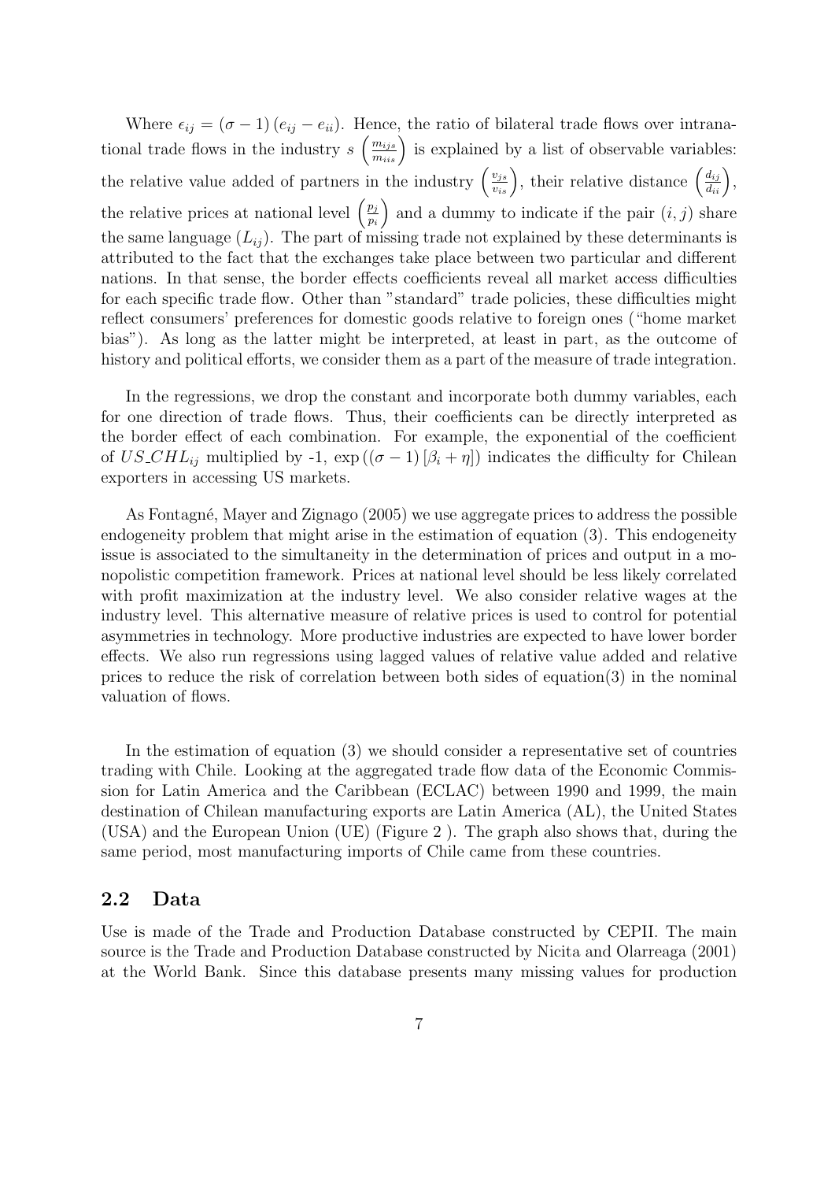Where $\epsilon_{ij} = (\sigma - 1)(e_{ij} - e_{ii})$. Hence, the ratio of bilateral trade flows over intranational trade flows in the industry $s$ $\left(\frac{m_{ijs}}{m_{iis}}\right)$ is explained by a list of observable variables: the relative value added of partners in the industry $\left(\frac{v_{js}}{v_{is}}\right)$, their relative distance $\left(\frac{d_{ij}}{d_{ii}}\right)$, the relative prices at national level $\left(\frac{p_j}{p_i}\right)$ and a dummy to indicate if the pair $(i, j)$ share the same language $(L_{ij})$. The part of missing trade not explained by these determinants is attributed to the fact that the exchanges take place between two particular and different nations. In that sense, the border effects coefficients reveal all market access difficulties for each specific trade flow. Other than "standard" trade policies, these difficulties might reflect consumers' preferences for domestic goods relative to foreign ones ("home market bias"). As long as the latter might be interpreted, at least in part, as the outcome of history and political efforts, we consider them as a part of the measure of trade integration.

In the regressions, we drop the constant and incorporate both dummy variables, each for one direction of trade flows. Thus, their coefficients can be directly interpreted as the border effect of each combination. For example, the exponential of the coefficient of $US\_CHL_{ij}$ multiplied by -1, $\exp\left((\sigma - 1)[\beta_i + \eta]\right)$ indicates the difficulty for Chilean exporters in accessing US markets.

As Fontagné, Mayer and Zignago (2005) we use aggregate prices to address the possible endogeneity problem that might arise in the estimation of equation (3). This endogeneity issue is associated to the simultaneity in the determination of prices and output in a monopolistic competition framework. Prices at national level should be less likely correlated with profit maximization at the industry level. We also consider relative wages at the industry level. This alternative measure of relative prices is used to control for potential asymmetries in technology. More productive industries are expected to have lower border effects. We also run regressions using lagged values of relative value added and relative prices to reduce the risk of correlation between both sides of equation(3) in the nominal valuation of flows.

In the estimation of equation (3) we should consider a representative set of countries trading with Chile. Looking at the aggregated trade flow data of the Economic Commission for Latin America and the Caribbean (ECLAC) between 1990 and 1999, the main destination of Chilean manufacturing exports are Latin America (AL), the United States (USA) and the European Union (UE) (Figure 2 ). The graph also shows that, during the same period, most manufacturing imports of Chile came from these countries.

## 2.2 Data

Use is made of the Trade and Production Database constructed by CEPII. The main source is the Trade and Production Database constructed by Nicita and Olarreaga (2001) at the World Bank. Since this database presents many missing values for production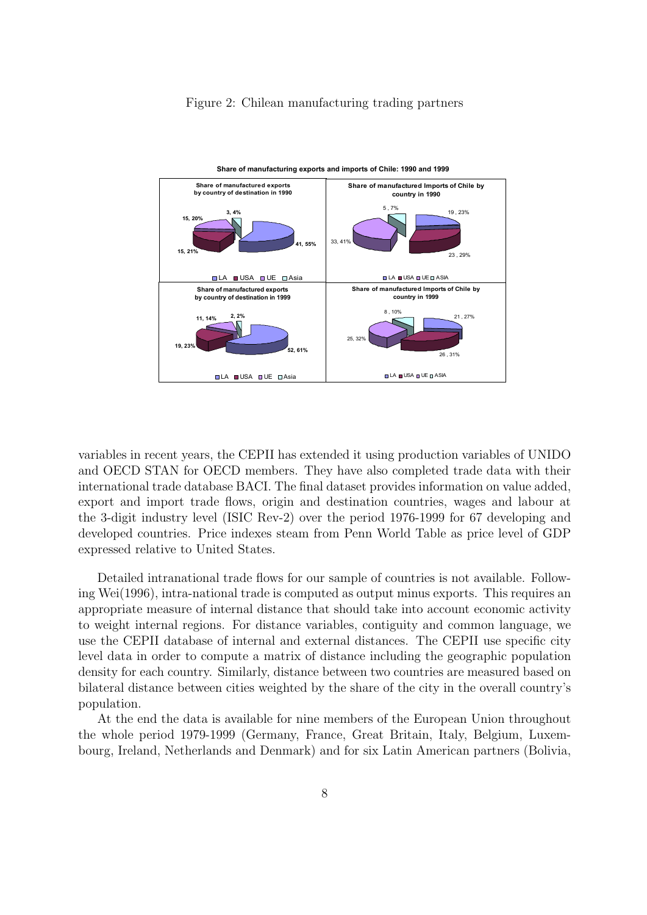Figure 2: Chilean manufacturing trading partners

**Share of manufacturing exports and imports of Chile: 1990 and 1999**

Share of manufactured exports by country of destination in 1990

3, 4%
15, 20%
15, 21%
41, 55%

LA USA UE Asia

Share of manufactured Imports of Chile by country in 1990

5, 7%
19, 23%
33, 41%
23, 29%

LA USA UE ASIA

Share of manufactured exports by country of destination in 1999

11, 14%
2, 2%
19, 23%
52, 61%

LA USA UE Asia

Share of manufactured Imports of Chile by country in 1999

8, 10%
21, 27%
25, 32%
26, 31%

LA USA UE ASIA

variables in recent years, the CEPII has extended it using production variables of UNIDO and OECD STAN for OECD members. They have also completed trade data with their international trade database BACI. The final dataset provides information on value added, export and import trade flows, origin and destination countries, wages and labour at the 3-digit industry level (ISIC Rev-2) over the period 1976-1999 for 67 developing and developed countries. Price indexes steam from Penn World Table as price level of GDP expressed relative to United States.

Detailed intranational trade flows for our sample of countries is not available. Following Wei(1996), intra-national trade is computed as output minus exports. This requires an appropriate measure of internal distance that should take into account economic activity to weight internal regions. For distance variables, contiguity and common language, we use the CEPII database of internal and external distances. The CEPII use specific city level data in order to compute a matrix of distance including the geographic population density for each country. Similarly, distance between two countries are measured based on bilateral distance between cities weighted by the share of the city in the overall country's population.

At the end the data is available for nine members of the European Union throughout the whole period 1979-1999 (Germany, France, Great Britain, Italy, Belgium, Luxembourg, Ireland, Netherlands and Denmark) and for six Latin American partners (Bolivia,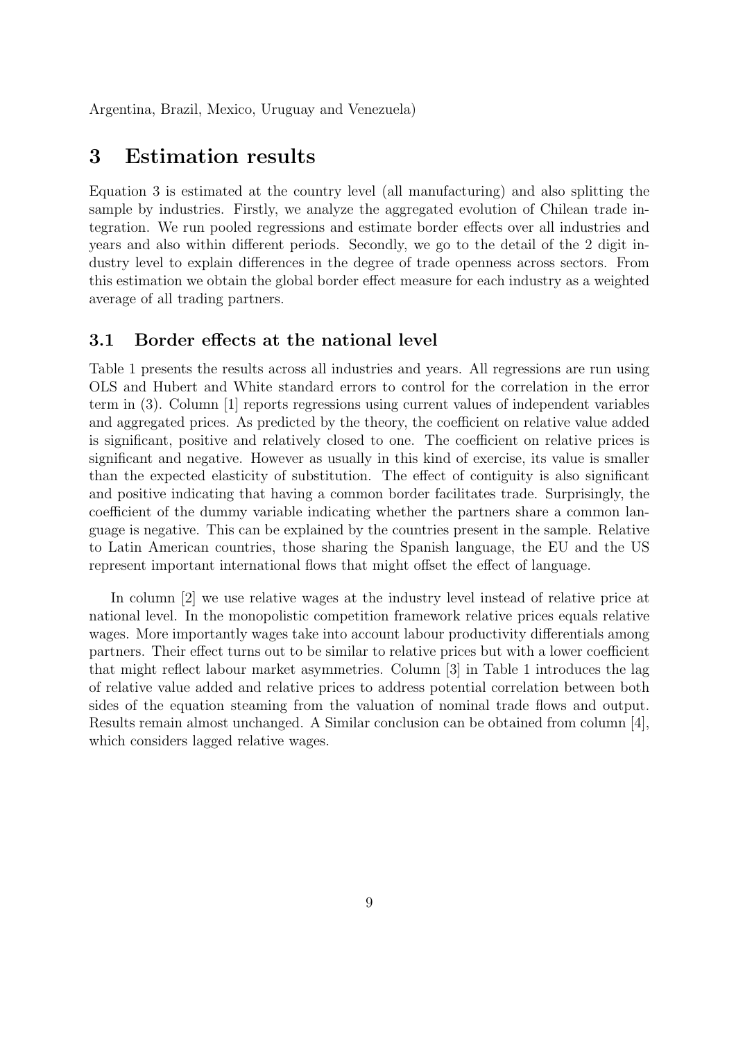Argentina, Brazil, Mexico, Uruguay and Venezuela)

# 3 Estimation results

Equation 3 is estimated at the country level (all manufacturing) and also splitting the sample by industries. Firstly, we analyze the aggregated evolution of Chilean trade integration. We run pooled regressions and estimate border effects over all industries and years and also within different periods. Secondly, we go to the detail of the 2 digit industry level to explain differences in the degree of trade openness across sectors. From this estimation we obtain the global border effect measure for each industry as a weighted average of all trading partners.

## 3.1 Border effects at the national level

Table 1 presents the results across all industries and years. All regressions are run using OLS and Hubert and White standard errors to control for the correlation in the error term in (3). Column [1] reports regressions using current values of independent variables and aggregated prices. As predicted by the theory, the coefficient on relative value added is significant, positive and relatively closed to one. The coefficient on relative prices is significant and negative. However as usually in this kind of exercise, its value is smaller than the expected elasticity of substitution. The effect of contiguity is also significant and positive indicating that having a common border facilitates trade. Surprisingly, the coefficient of the dummy variable indicating whether the partners share a common language is negative. This can be explained by the countries present in the sample. Relative to Latin American countries, those sharing the Spanish language, the EU and the US represent important international flows that might offset the effect of language.

In column [2] we use relative wages at the industry level instead of relative price at national level. In the monopolistic competition framework relative prices equals relative wages. More importantly wages take into account labour productivity differentials among partners. Their effect turns out to be similar to relative prices but with a lower coefficient that might reflect labour market asymmetries. Column [3] in Table 1 introduces the lag of relative value added and relative prices to address potential correlation between both sides of the equation steaming from the valuation of nominal trade flows and output. Results remain almost unchanged. A Similar conclusion can be obtained from column [4], which considers lagged relative wages.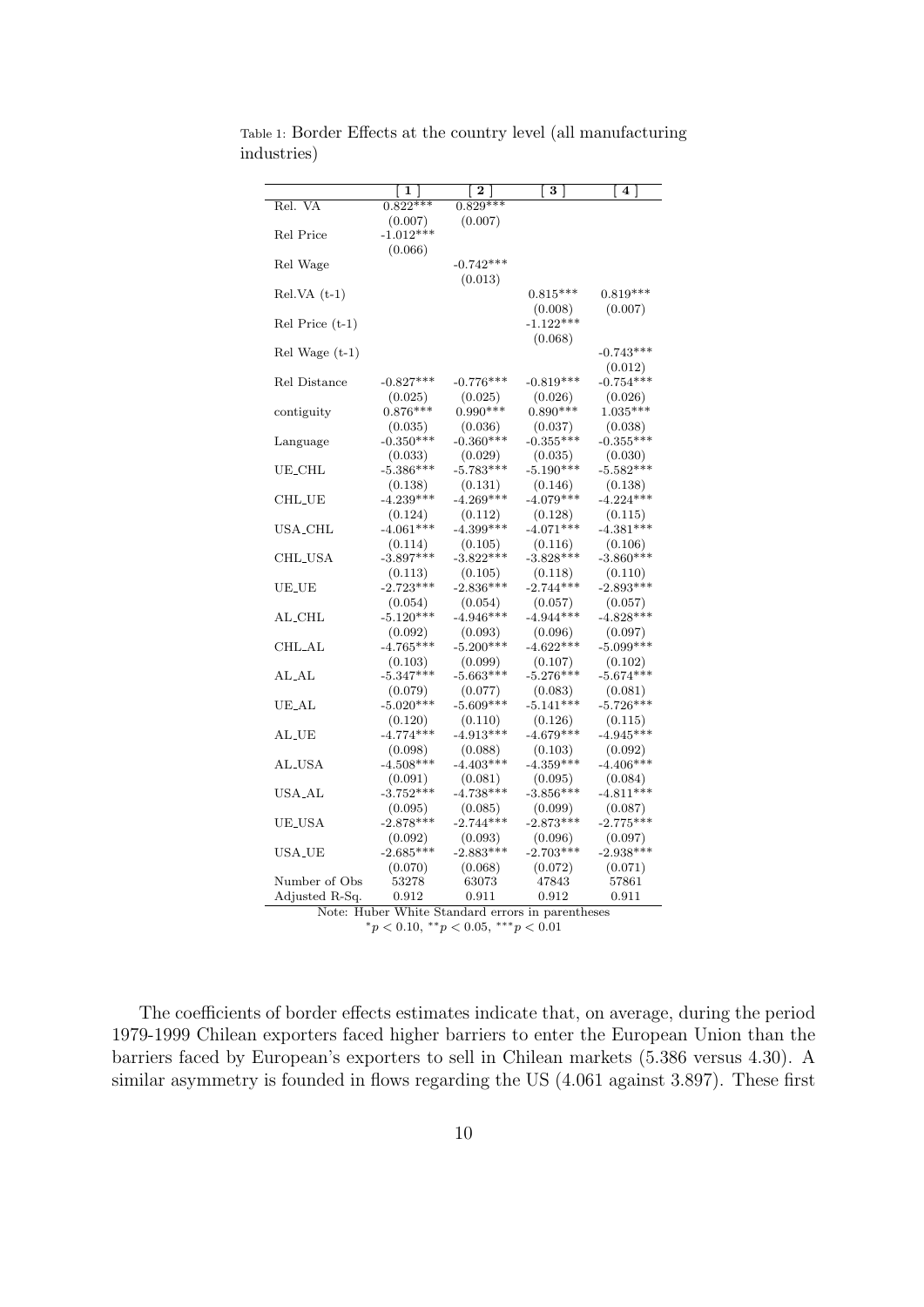Table 1: Border Effects at the country level (all manufacturing industries)

| | [ 1 ] | [ 2 ] | [ 3 ] | [ 4 ] |
|---|---|---|---|---|
| Rel. VA | 0.822*** | 0.829*** | | |
| | (0.007) | (0.007) | | |
| Rel Price | -1.012*** | | | |
| | (0.066) | | | |
| Rel Wage | | -0.742*** | | |
| | | (0.013) | | |
| Rel.VA (t-1) | | | 0.815*** | 0.819*** |
| | | | (0.008) | (0.007) |
| Rel Price (t-1) | | | -1.122*** | |
| | | | (0.068) | |
| Rel Wage (t-1) | | | | -0.743*** |
| | | | | (0.012) |
| Rel Distance | -0.827*** | -0.776*** | -0.819*** | -0.754*** |
| | (0.025) | (0.025) | (0.026) | (0.026) |
| contiguity | 0.876*** | 0.990*** | 0.890*** | 1.035*** |
| | (0.035) | (0.036) | (0.037) | (0.038) |
| Language | -0.350*** | -0.360*** | -0.355*** | -0.355*** |
| | (0.033) | (0.029) | (0.035) | (0.030) |
| UE_CHL | -5.386*** | -5.783*** | -5.190*** | -5.582*** |
| | (0.138) | (0.131) | (0.146) | (0.138) |
| CHL_UE | -4.239*** | -4.269*** | -4.079*** | -4.224*** |
| | (0.124) | (0.112) | (0.128) | (0.115) |
| USA_CHL | -4.061*** | -4.399*** | -4.071*** | -4.381*** |
| | (0.114) | (0.105) | (0.116) | (0.106) |
| CHL_USA | -3.897*** | -3.822*** | -3.828*** | -3.860*** |
| | (0.113) | (0.105) | (0.118) | (0.110) |
| UE_UE | -2.723*** | -2.836*** | -2.744*** | -2.893*** |
| | (0.054) | (0.054) | (0.057) | (0.057) |
| AL_CHL | -5.120*** | -4.946*** | -4.944*** | -4.828*** |
| | (0.092) | (0.093) | (0.096) | (0.097) |
| CHL_AL | -4.765*** | -5.200*** | -4.622*** | -5.099*** |
| | (0.103) | (0.099) | (0.107) | (0.102) |
| AL_AL | -5.347*** | -5.663*** | -5.276*** | -5.674*** |
| | (0.079) | (0.077) | (0.083) | (0.081) |
| UE_AL | -5.020*** | -5.609*** | -5.141*** | -5.726*** |
| | (0.120) | (0.110) | (0.126) | (0.115) |
| AL_UE | -4.774*** | -4.913*** | -4.679*** | -4.945*** |
| | (0.098) | (0.088) | (0.103) | (0.092) |
| AL_USA | -4.508*** | -4.403*** | -4.359*** | -4.406*** |
| | (0.091) | (0.081) | (0.095) | (0.084) |
| USA_AL | -3.752*** | -4.738*** | -3.856*** | -4.811*** |
| | (0.095) | (0.085) | (0.099) | (0.087) |
| UE_USA | -2.878*** | -2.744*** | -2.873*** | -2.775*** |
| | (0.092) | (0.093) | (0.096) | (0.097) |
| USA_UE | -2.685*** | -2.883*** | -2.703*** | -2.938*** |
| | (0.070) | (0.068) | (0.072) | (0.071) |
| Number of Obs | 53278 | 63073 | 47843 | 57861 |
| Adjusted R-Sq. | 0.912 | 0.911 | 0.912 | 0.911 |

Note: Huber White Standard errors in parentheses
$^{*}p < 0.10$, $^{**}p < 0.05$, $^{***}p < 0.01$

The coefficients of border effects estimates indicate that, on average, during the period 1979-1999 Chilean exporters faced higher barriers to enter the European Union than the barriers faced by European's exporters to sell in Chilean markets (5.386 versus 4.30). A similar asymmetry is founded in flows regarding the US (4.061 against 3.897). These first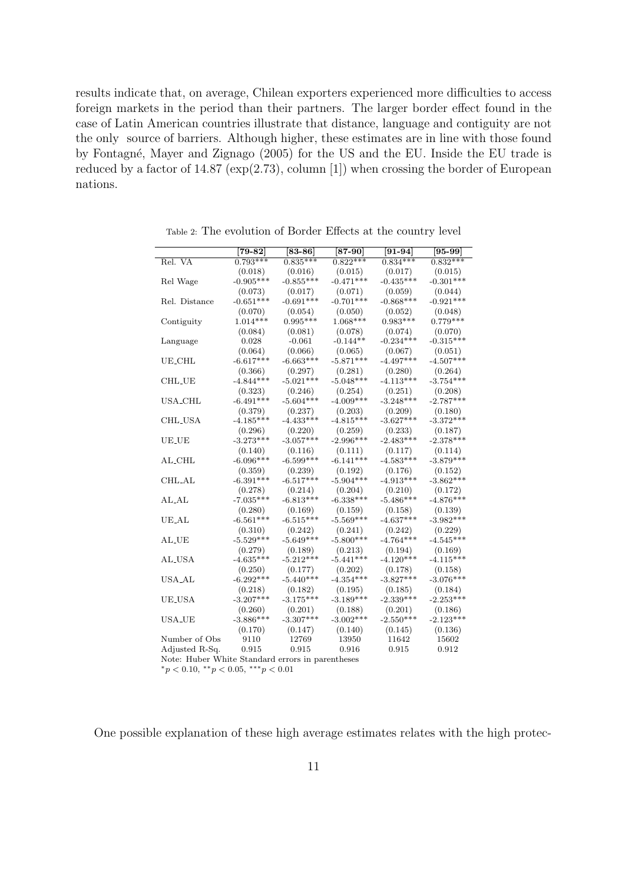results indicate that, on average, Chilean exporters experienced more difficulties to access foreign markets in the period than their partners. The larger border effect found in the case of Latin American countries illustrate that distance, language and contiguity are not the only source of barriers. Although higher, these estimates are in line with those found by Fontagné, Mayer and Zignago (2005) for the US and the EU. Inside the EU trade is reduced by a factor of 14.87 (exp(2.73), column [1]) when crossing the border of European nations.

Table 2: The evolution of Border Effects at the country level

| | [79-82] | [83-86] | [87-90] | [91-94] | [95-99] |
|---|---|---|---|---|---|
| Rel. VA | 0.793*** | 0.835*** | 0.822*** | 0.834*** | 0.832*** |
| | (0.018) | (0.016) | (0.015) | (0.017) | (0.015) |
| Rel Wage | -0.905*** | -0.855*** | -0.471*** | -0.435*** | -0.301*** |
| | (0.073) | (0.017) | (0.071) | (0.059) | (0.044) |
| Rel. Distance | -0.651*** | -0.691*** | -0.701*** | -0.868*** | -0.921*** |
| | (0.070) | (0.054) | (0.050) | (0.052) | (0.048) |
| Contiguity | 1.014*** | 0.995*** | 1.068*** | 0.983*** | 0.779*** |
| | (0.084) | (0.081) | (0.078) | (0.074) | (0.070) |
| Language | 0.028 | -0.061 | -0.144** | -0.234*** | -0.315*** |
| | (0.064) | (0.066) | (0.065) | (0.067) | (0.051) |
| UE_CHL | -6.617*** | -6.663*** | -5.871*** | -4.497*** | -4.507*** |
| | (0.366) | (0.297) | (0.281) | (0.280) | (0.264) |
| CHL_UE | -4.844*** | -5.021*** | -5.048*** | -4.113*** | -3.754*** |
| | (0.323) | (0.246) | (0.254) | (0.251) | (0.208) |
| USA_CHL | -6.491*** | -5.604*** | -4.009*** | -3.248*** | -2.787*** |
| | (0.379) | (0.237) | (0.203) | (0.209) | (0.180) |
| CHL_USA | -4.185*** | -4.433*** | -4.815*** | -3.627*** | -3.372*** |
| | (0.296) | (0.220) | (0.259) | (0.233) | (0.187) |
| UE_UE | -3.273*** | -3.057*** | -2.996*** | -2.483*** | -2.378*** |
| | (0.140) | (0.116) | (0.111) | (0.117) | (0.114) |
| AL_CHL | -6.096*** | -6.599*** | -6.141*** | -4.583*** | -3.879*** |
| | (0.359) | (0.239) | (0.192) | (0.176) | (0.152) |
| CHL_AL | -6.391*** | -6.517*** | -5.904*** | -4.913*** | -3.862*** |
| | (0.278) | (0.214) | (0.204) | (0.210) | (0.172) |
| AL_AL | -7.035*** | -6.813*** | -6.338*** | -5.486*** | -4.876*** |
| | (0.280) | (0.169) | (0.159) | (0.158) | (0.139) |
| UE_AL | -6.561*** | -6.515*** | -5.569*** | -4.637*** | -3.982*** |
| | (0.310) | (0.242) | (0.241) | (0.242) | (0.229) |
| AL_UE | -5.529*** | -5.649*** | -5.800*** | -4.764*** | -4.545*** |
| | (0.279) | (0.189) | (0.213) | (0.194) | (0.169) |
| AL_USA | -4.635*** | -5.212*** | -5.441*** | -4.120*** | -4.115*** |
| | (0.250) | (0.177) | (0.202) | (0.178) | (0.158) |
| USA_AL | -6.292*** | -5.440*** | -4.354*** | -3.827*** | -3.076*** |
| | (0.218) | (0.182) | (0.195) | (0.185) | (0.184) |
| UE_USA | -3.207*** | -3.175*** | -3.189*** | -2.339*** | -2.253*** |
| | (0.260) | (0.201) | (0.188) | (0.201) | (0.186) |
| USA_UE | -3.886*** | -3.307*** | -3.002*** | -2.550*** | -2.123*** |
| | (0.170) | (0.147) | (0.140) | (0.145) | (0.136) |
| Number of Obs | 9110 | 12769 | 13950 | 11642 | 15602 |
| Adjusted R-Sq. | 0.915 | 0.915 | 0.916 | 0.915 | 0.912 |

Note: Huber White Standard errors in parentheses

$^{*}p < 0.10$, $^{**}p < 0.05$, $^{***}p < 0.01$

One possible explanation of these high average estimates relates with the high protec-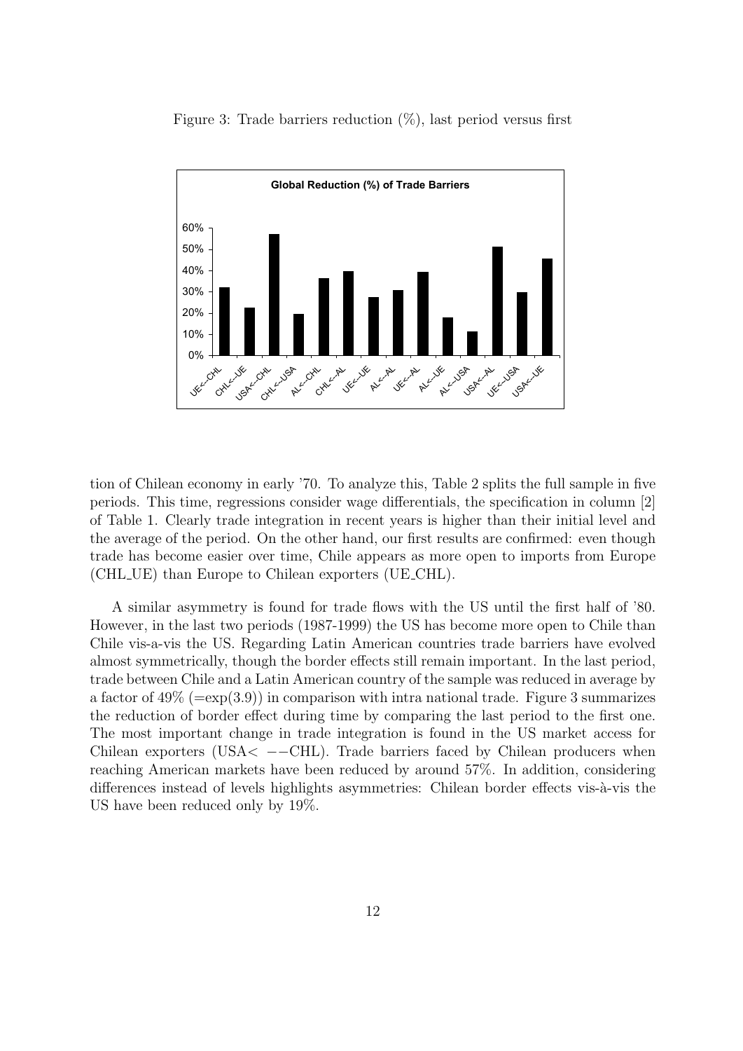Figure 3: Trade barriers reduction (%), last period versus first

Global Reduction (%) of Trade Barriers

60%
50%
40%
30%
20%
10%
0%

UE<--CHL
CHL<--UE
USA<--CHL
CHL<--USA
AL<--CHL
CHL<--AL
UE<--UE
AL<--AL
UE<--AL
AL<--UE
AL<--USA
USA<--AL
UE<--USA
USA<--UE

tion of Chilean economy in early '70. To analyze this, Table 2 splits the full sample in five periods. This time, regressions consider wage differentials, the specification in column [2] of Table 1. Clearly trade integration in recent years is higher than their initial level and the average of the period. On the other hand, our first results are confirmed: even though trade has become easier over time, Chile appears as more open to imports from Europe (CHL_UE) than Europe to Chilean exporters (UE_CHL).

A similar asymmetry is found for trade flows with the US until the first half of '80. However, in the last two periods (1987-1999) the US has become more open to Chile than Chile vis-a-vis the US. Regarding Latin American countries trade barriers have evolved almost symmetrically, though the border effects still remain important. In the last period, trade between Chile and a Latin American country of the sample was reduced in average by a factor of 49% (=exp(3.9)) in comparison with intra national trade. Figure 3 summarizes the reduction of border effect during time by comparing the last period to the first one. The most important change in trade integration is found in the US market access for Chilean exporters (USA$< --$CHL). Trade barriers faced by Chilean producers when reaching American markets have been reduced by around 57%. In addition, considering differences instead of levels highlights asymmetries: Chilean border effects vis-à-vis the US have been reduced only by 19%.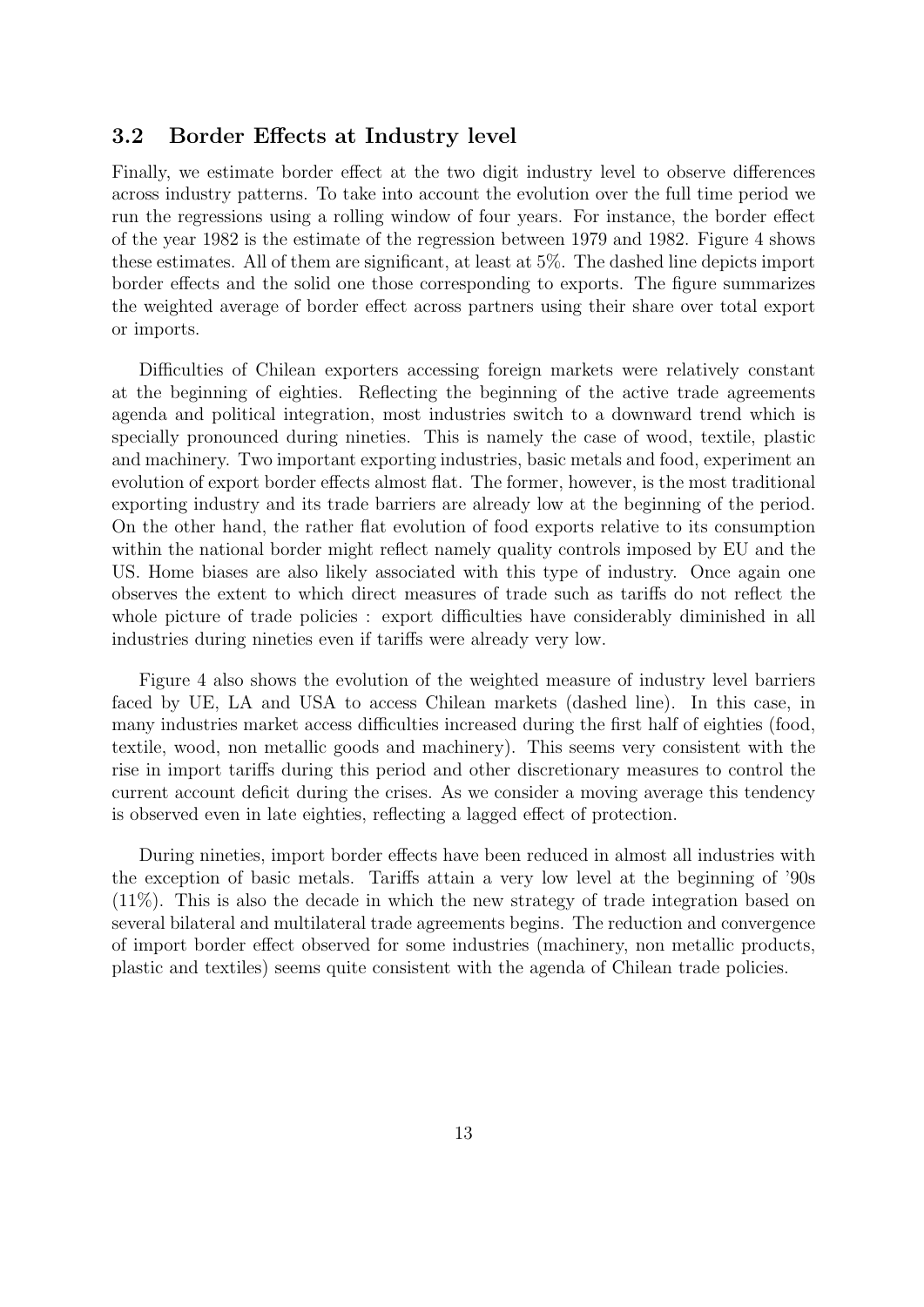### 3.2 Border Effects at Industry level

Finally, we estimate border effect at the two digit industry level to observe differences across industry patterns. To take into account the evolution over the full time period we run the regressions using a rolling window of four years. For instance, the border effect of the year 1982 is the estimate of the regression between 1979 and 1982. Figure 4 shows these estimates. All of them are significant, at least at 5%. The dashed line depicts import border effects and the solid one those corresponding to exports. The figure summarizes the weighted average of border effect across partners using their share over total export or imports.

Difficulties of Chilean exporters accessing foreign markets were relatively constant at the beginning of eighties. Reflecting the beginning of the active trade agreements agenda and political integration, most industries switch to a downward trend which is specially pronounced during nineties. This is namely the case of wood, textile, plastic and machinery. Two important exporting industries, basic metals and food, experiment an evolution of export border effects almost flat. The former, however, is the most traditional exporting industry and its trade barriers are already low at the beginning of the period. On the other hand, the rather flat evolution of food exports relative to its consumption within the national border might reflect namely quality controls imposed by EU and the US. Home biases are also likely associated with this type of industry. Once again one observes the extent to which direct measures of trade such as tariffs do not reflect the whole picture of trade policies : export difficulties have considerably diminished in all industries during nineties even if tariffs were already very low.

Figure 4 also shows the evolution of the weighted measure of industry level barriers faced by UE, LA and USA to access Chilean markets (dashed line). In this case, in many industries market access difficulties increased during the first half of eighties (food, textile, wood, non metallic goods and machinery). This seems very consistent with the rise in import tariffs during this period and other discretionary measures to control the current account deficit during the crises. As we consider a moving average this tendency is observed even in late eighties, reflecting a lagged effect of protection.

During nineties, import border effects have been reduced in almost all industries with the exception of basic metals. Tariffs attain a very low level at the beginning of '90s (11%). This is also the decade in which the new strategy of trade integration based on several bilateral and multilateral trade agreements begins. The reduction and convergence of import border effect observed for some industries (machinery, non metallic products, plastic and textiles) seems quite consistent with the agenda of Chilean trade policies.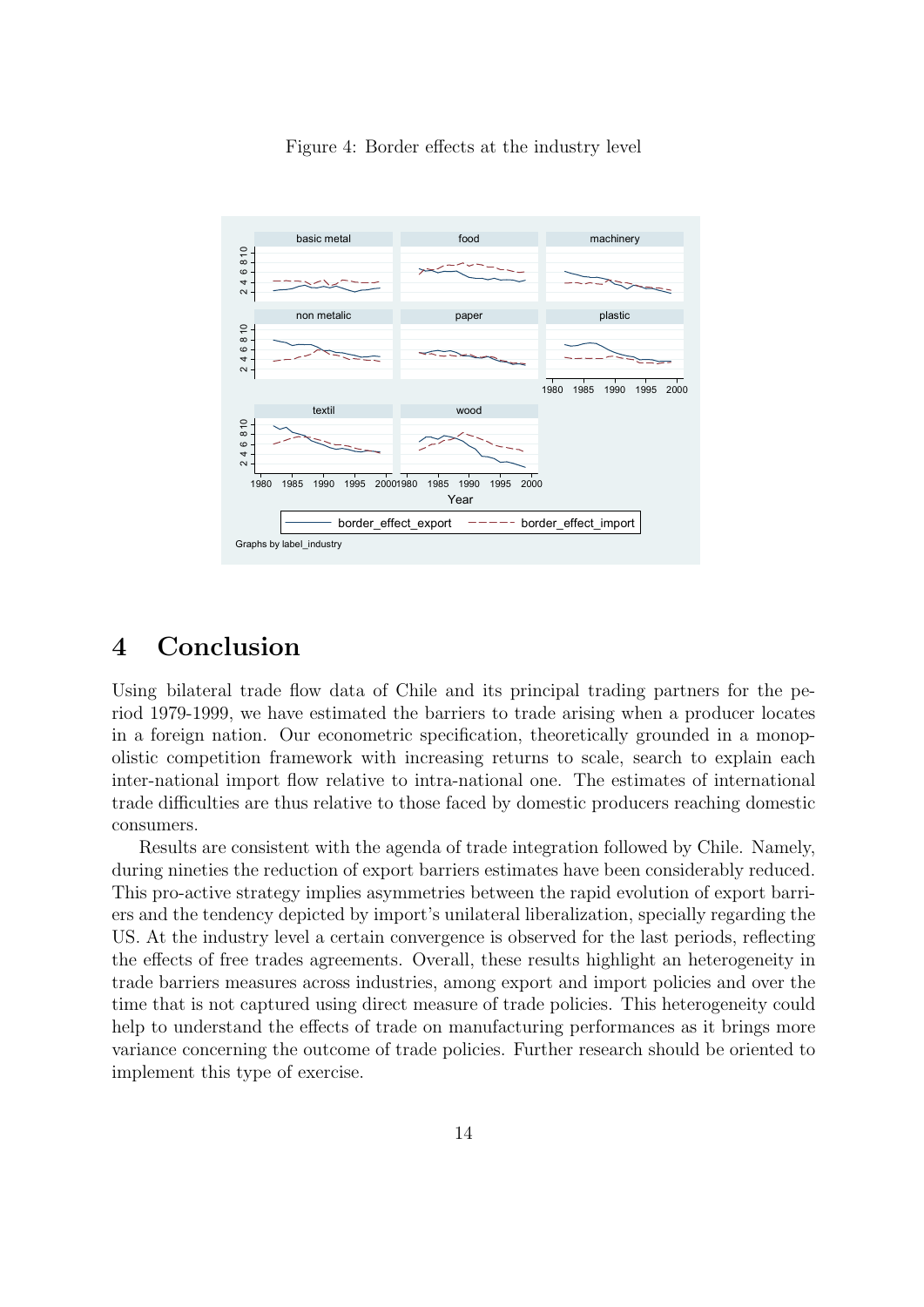Figure 4: Border effects at the industry level

basic metal
food
machinery
non metalic
paper
plastic
textil
wood

2 4 6 8 10

1980 1985 1990 1995 2000

Year

border_effect_export
border_effect_import

Graphs by label_industry

# 4 Conclusion

Using bilateral trade flow data of Chile and its principal trading partners for the period 1979-1999, we have estimated the barriers to trade arising when a producer locates in a foreign nation. Our econometric specification, theoretically grounded in a monopolistic competition framework with increasing returns to scale, search to explain each inter-national import flow relative to intra-national one. The estimates of international trade difficulties are thus relative to those faced by domestic producers reaching domestic consumers.

Results are consistent with the agenda of trade integration followed by Chile. Namely, during nineties the reduction of export barriers estimates have been considerably reduced. This pro-active strategy implies asymmetries between the rapid evolution of export barriers and the tendency depicted by import's unilateral liberalization, specially regarding the US. At the industry level a certain convergence is observed for the last periods, reflecting the effects of free trades agreements. Overall, these results highlight an heterogeneity in trade barriers measures across industries, among export and import policies and over the time that is not captured using direct measure of trade policies. This heterogeneity could help to understand the effects of trade on manufacturing performances as it brings more variance concerning the outcome of trade policies. Further research should be oriented to implement this type of exercise.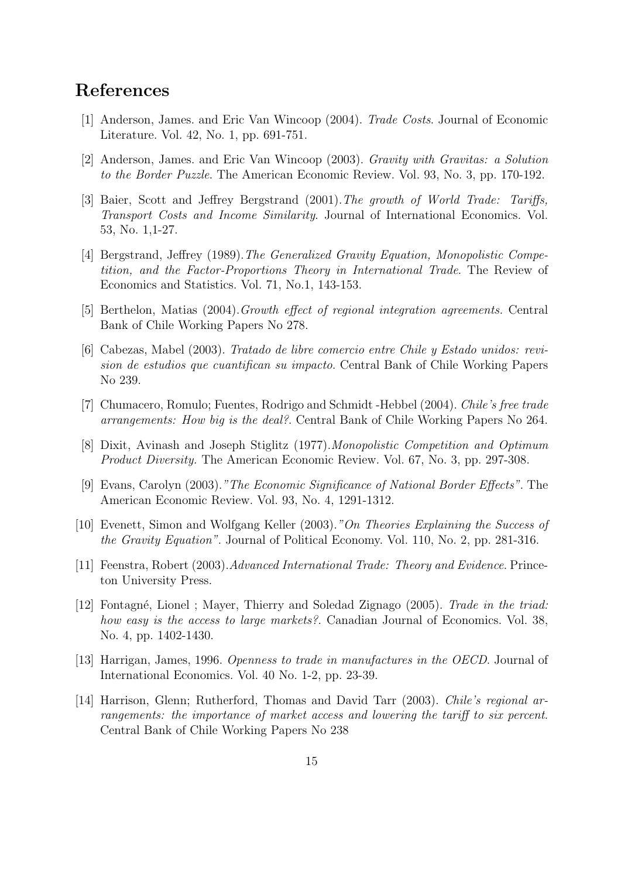## References

[1] Anderson, James. and Eric Van Wincoop (2004). *Trade Costs*. Journal of Economic Literature. Vol. 42, No. 1, pp. 691-751.

[2] Anderson, James. and Eric Van Wincoop (2003). *Gravity with Gravitas: a Solution to the Border Puzzle*. The American Economic Review. Vol. 93, No. 3, pp. 170-192.

[3] Baier, Scott and Jeffrey Bergstrand (2001).*The growth of World Trade: Tariffs, Transport Costs and Income Similarity*. Journal of International Economics. Vol. 53, No. 1,1-27.

[4] Bergstrand, Jeffrey (1989).*The Generalized Gravity Equation, Monopolistic Competition, and the Factor-Proportions Theory in International Trade*. The Review of Economics and Statistics. Vol. 71, No.1, 143-153.

[5] Berthelon, Matias (2004).*Growth effect of regional integration agreements.* Central Bank of Chile Working Papers No 278.

[6] Cabezas, Mabel (2003). *Tratado de libre comercio entre Chile y Estado unidos: revision de estudios que cuantifican su impacto*. Central Bank of Chile Working Papers No 239.

[7] Chumacero, Romulo; Fuentes, Rodrigo and Schmidt -Hebbel (2004). *Chile's free trade arrangements: How big is the deal?*. Central Bank of Chile Working Papers No 264.

[8] Dixit, Avinash and Joseph Stiglitz (1977).*Monopolistic Competition and Optimum Product Diversity.* The American Economic Review. Vol. 67, No. 3, pp. 297-308.

[9] Evans, Carolyn (2003).*"The Economic Significance of National Border Effects"*. The American Economic Review. Vol. 93, No. 4, 1291-1312.

[10] Evenett, Simon and Wolfgang Keller (2003).*"On Theories Explaining the Success of the Gravity Equation"*. Journal of Political Economy. Vol. 110, No. 2, pp. 281-316.

[11] Feenstra, Robert (2003).*Advanced International Trade: Theory and Evidence.* Princeton University Press.

[12] Fontagné, Lionel ; Mayer, Thierry and Soledad Zignago (2005). *Trade in the triad: how easy is the access to large markets?*. Canadian Journal of Economics. Vol. 38, No. 4, pp. 1402-1430.

[13] Harrigan, James, 1996. *Openness to trade in manufactures in the OECD*. Journal of International Economics. Vol. 40 No. 1-2, pp. 23-39.

[14] Harrison, Glenn; Rutherford, Thomas and David Tarr (2003). *Chile's regional arrangements: the importance of market access and lowering the tariff to six percent*. Central Bank of Chile Working Papers No 238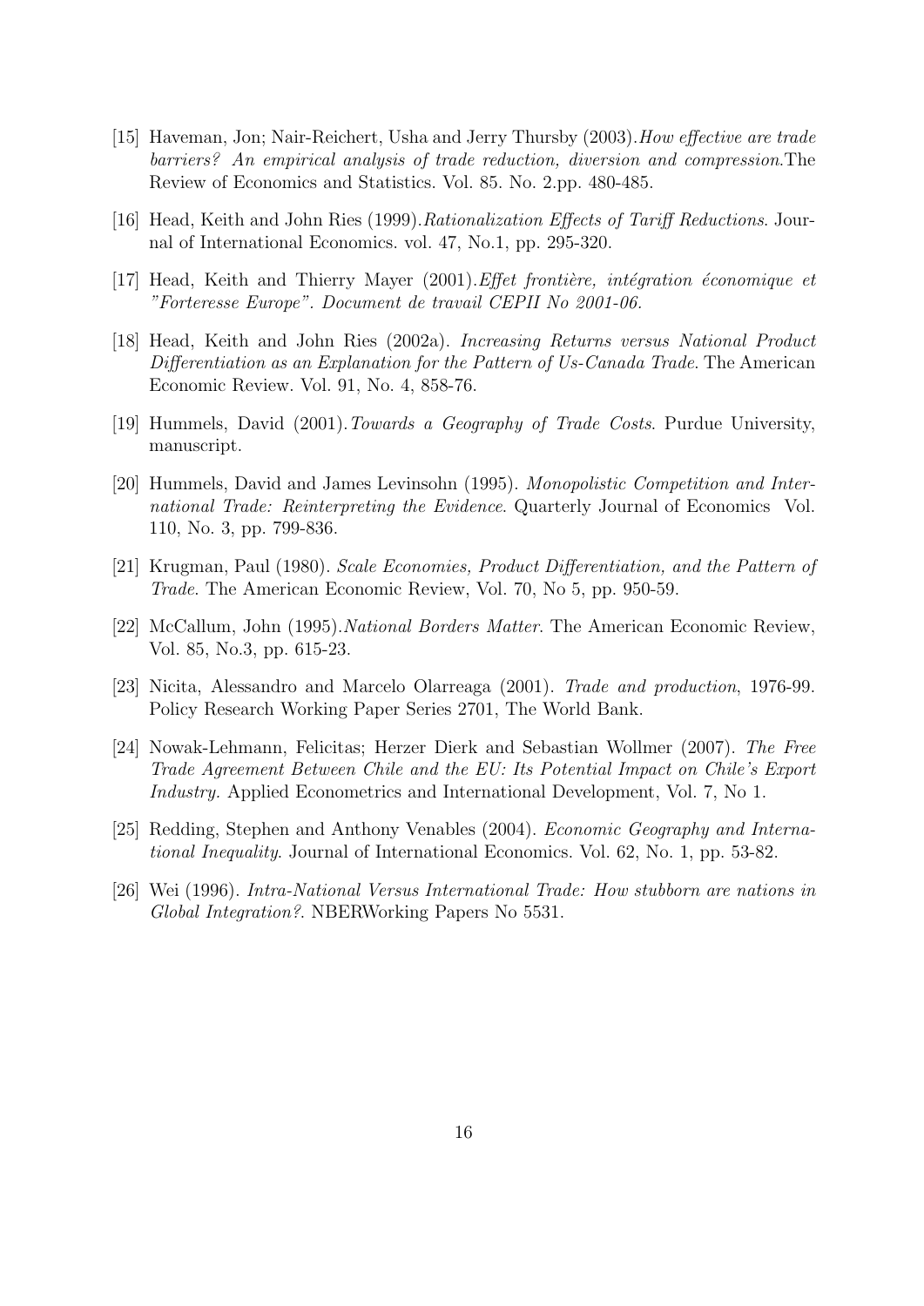[15] Haveman, Jon; Nair-Reichert, Usha and Jerry Thursby (2003).*How effective are trade barriers? An empirical analysis of trade reduction, diversion and compression*.The Review of Economics and Statistics. Vol. 85. No. 2.pp. 480-485.

[16] Head, Keith and John Ries (1999).*Rationalization Effects of Tariff Reductions*. Journal of International Economics. vol. 47, No.1, pp. 295-320.

[17] Head, Keith and Thierry Mayer (2001).*Effet frontière, intégration économique et "Forteresse Europe". Document de travail CEPII No 2001-06.*

[18] Head, Keith and John Ries (2002a). *Increasing Returns versus National Product Differentiation as an Explanation for the Pattern of Us-Canada Trade*. The American Economic Review. Vol. 91, No. 4, 858-76.

[19] Hummels, David (2001).*Towards a Geography of Trade Costs*. Purdue University, manuscript.

[20] Hummels, David and James Levinsohn (1995). *Monopolistic Competition and International Trade: Reinterpreting the Evidence*. Quarterly Journal of Economics Vol. 110, No. 3, pp. 799-836.

[21] Krugman, Paul (1980). *Scale Economies, Product Differentiation, and the Pattern of Trade*. The American Economic Review, Vol. 70, No 5, pp. 950-59.

[22] McCallum, John (1995).*National Borders Matter*. The American Economic Review, Vol. 85, No.3, pp. 615-23.

[23] Nicita, Alessandro and Marcelo Olarreaga (2001). *Trade and production*, 1976-99. Policy Research Working Paper Series 2701, The World Bank.

[24] Nowak-Lehmann, Felicitas; Herzer Dierk and Sebastian Wollmer (2007). *The Free Trade Agreement Between Chile and the EU: Its Potential Impact on Chile's Export Industry.* Applied Econometrics and International Development, Vol. 7, No 1.

[25] Redding, Stephen and Anthony Venables (2004). *Economic Geography and International Inequality*. Journal of International Economics. Vol. 62, No. 1, pp. 53-82.

[26] Wei (1996). *Intra-National Versus International Trade: How stubborn are nations in Global Integration?*. NBERWorking Papers No 5531.